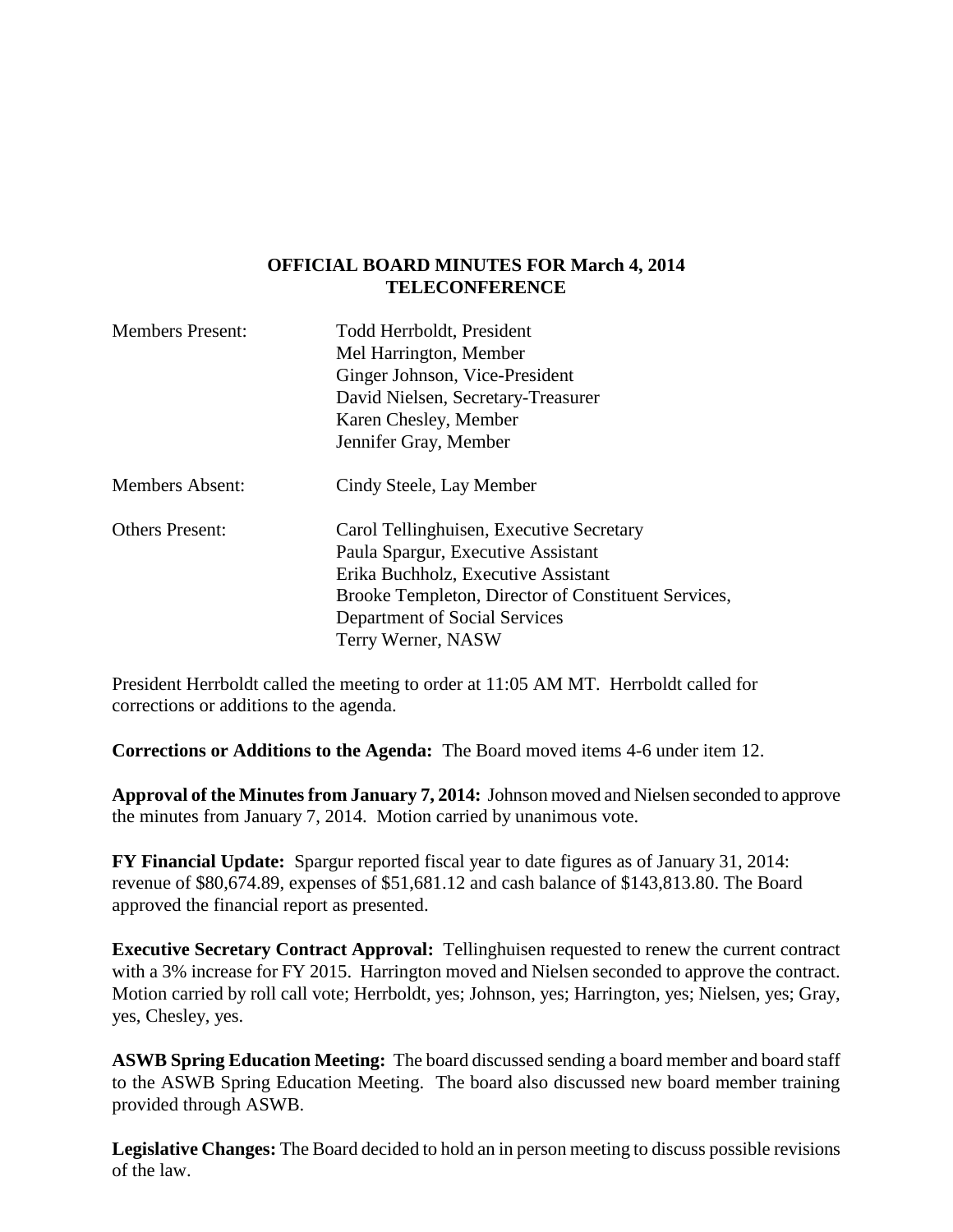# OFFICIAL BOARD MINUTES FOR March 4, 2014
## TELECONFERENCE

| | |
|---|---|
| Members Present: | Todd Herrboldt, President<br>Mel Harrington, Member<br>Ginger Johnson, Vice-President<br>David Nielsen, Secretary-Treasurer<br>Karen Chesley, Member<br>Jennifer Gray, Member |
| Members Absent: | Cindy Steele, Lay Member |
| Others Present: | Carol Tellinghuisen, Executive Secretary<br>Paula Spargur, Executive Assistant<br>Erika Buchholz, Executive Assistant<br>Brooke Templeton, Director of Constituent Services, Department of Social Services<br>Terry Werner, NASW |

President Herrboldt called the meeting to order at 11:05 AM MT. Herrboldt called for corrections or additions to the agenda.

**Corrections or Additions to the Agenda:** The Board moved items 4-6 under item 12.

**Approval of the Minutes from January 7, 2014:** Johnson moved and Nielsen seconded to approve the minutes from January 7, 2014. Motion carried by unanimous vote.

**FY Financial Update:** Spargur reported fiscal year to date figures as of January 31, 2014: revenue of $80,674.89, expenses of $51,681.12 and cash balance of $143,813.80. The Board approved the financial report as presented.

**Executive Secretary Contract Approval:** Tellinghuisen requested to renew the current contract with a 3% increase for FY 2015. Harrington moved and Nielsen seconded to approve the contract. Motion carried by roll call vote; Herrboldt, yes; Johnson, yes; Harrington, yes; Nielsen, yes; Gray, yes, Chesley, yes.

**ASWB Spring Education Meeting:** The board discussed sending a board member and board staff to the ASWB Spring Education Meeting. The board also discussed new board member training provided through ASWB.

**Legislative Changes:** The Board decided to hold an in person meeting to discuss possible revisions of the law.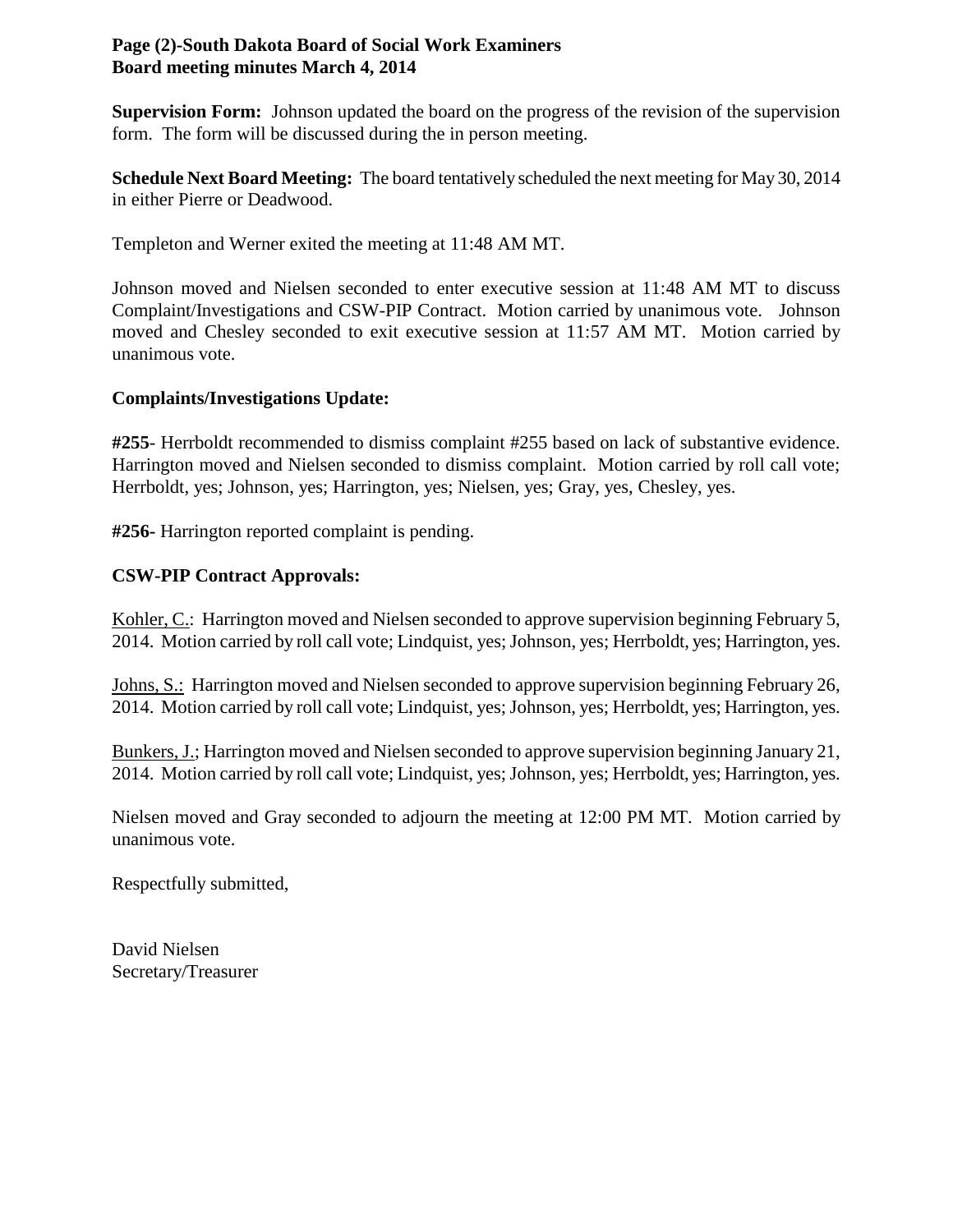**Supervision Form:** Johnson updated the board on the progress of the revision of the supervision form. The form will be discussed during the in person meeting.

**Schedule Next Board Meeting:** The board tentatively scheduled the next meeting for May 30, 2014 in either Pierre or Deadwood.

Templeton and Werner exited the meeting at 11:48 AM MT.

Johnson moved and Nielsen seconded to enter executive session at 11:48 AM MT to discuss Complaint/Investigations and CSW-PIP Contract. Motion carried by unanimous vote. Johnson moved and Chesley seconded to exit executive session at 11:57 AM MT. Motion carried by unanimous vote.

**Complaints/Investigations Update:**

**#255**- Herrboldt recommended to dismiss complaint #255 based on lack of substantive evidence. Harrington moved and Nielsen seconded to dismiss complaint. Motion carried by roll call vote; Herrboldt, yes; Johnson, yes; Harrington, yes; Nielsen, yes; Gray, yes, Chesley, yes.

**#256-** Harrington reported complaint is pending.

**CSW-PIP Contract Approvals:**

<u>Kohler, C.</u>: Harrington moved and Nielsen seconded to approve supervision beginning February 5, 2014. Motion carried by roll call vote; Lindquist, yes; Johnson, yes; Herrboldt, yes; Harrington, yes.

<u>Johns, S.:</u> Harrington moved and Nielsen seconded to approve supervision beginning February 26, 2014. Motion carried by roll call vote; Lindquist, yes; Johnson, yes; Herrboldt, yes; Harrington, yes.

<u>Bunkers, J.</u>; Harrington moved and Nielsen seconded to approve supervision beginning January 21, 2014. Motion carried by roll call vote; Lindquist, yes; Johnson, yes; Herrboldt, yes; Harrington, yes.

Nielsen moved and Gray seconded to adjourn the meeting at 12:00 PM MT. Motion carried by unanimous vote.

Respectfully submitted,

David Nielsen
Secretary/Treasurer